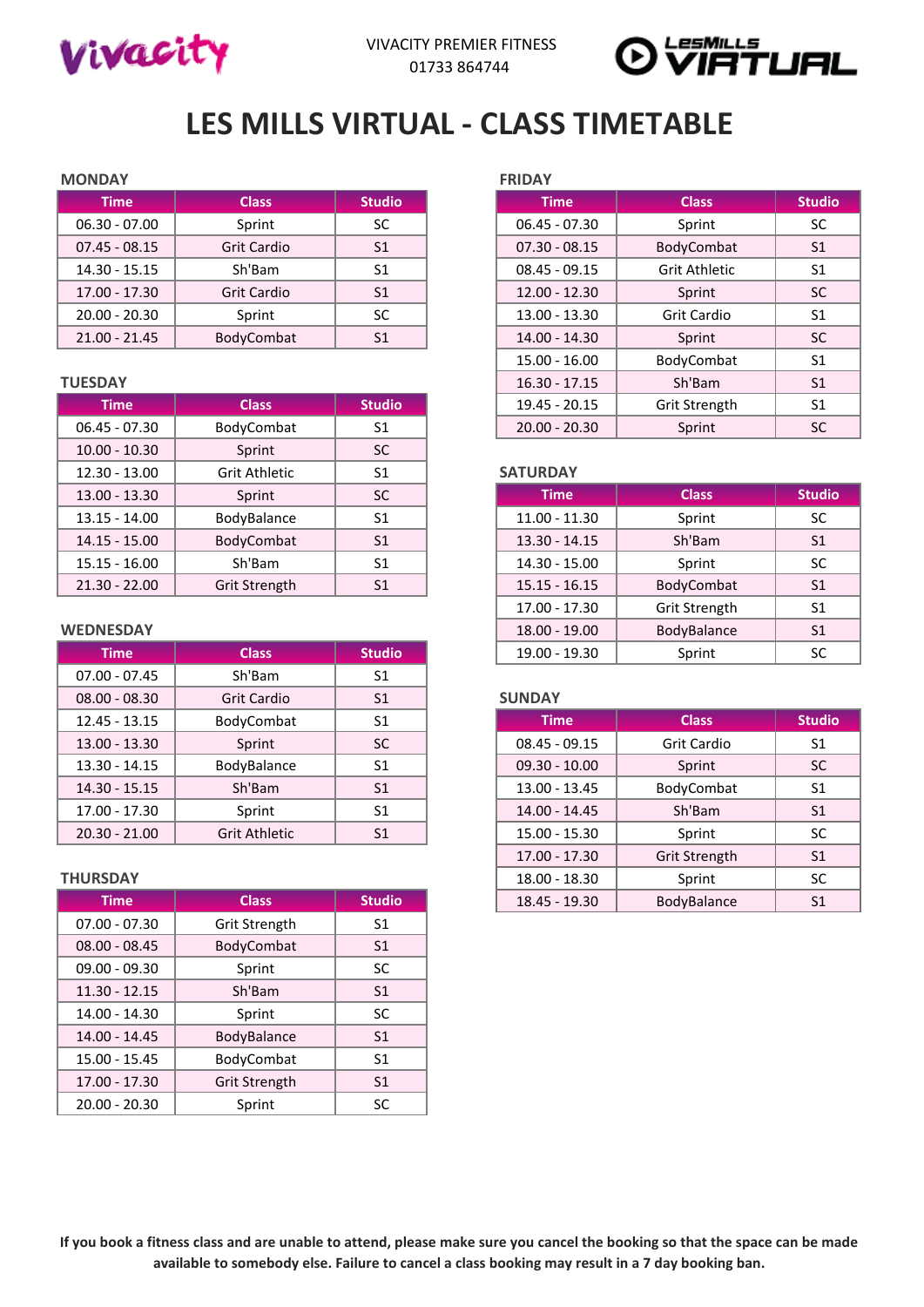VIVACITY PREMIER FITNESS
01733 864744

# LES MILLS VIRTUAL - CLASS TIMETABLE

### MONDAY

| Time | Class | Studio |
|---|---|---|
| 06.30 - 07.00 | Sprint | SC |
| 07.45 - 08.15 | Grit Cardio | S1 |
| 14.30 - 15.15 | Sh'Bam | S1 |
| 17.00 - 17.30 | Grit Cardio | S1 |
| 20.00 - 20.30 | Sprint | SC |
| 21.00 - 21.45 | BodyCombat | S1 |

### TUESDAY

| Time | Class | Studio |
|---|---|---|
| 06.45 - 07.30 | BodyCombat | S1 |
| 10.00 - 10.30 | Sprint | SC |
| 12.30 - 13.00 | Grit Athletic | S1 |
| 13.00 - 13.30 | Sprint | SC |
| 13.15 - 14.00 | BodyBalance | S1 |
| 14.15 - 15.00 | BodyCombat | S1 |
| 15.15 - 16.00 | Sh'Bam | S1 |
| 21.30 - 22.00 | Grit Strength | S1 |

### WEDNESDAY

| Time | Class | Studio |
|---|---|---|
| 07.00 - 07.45 | Sh'Bam | S1 |
| 08.00 - 08.30 | Grit Cardio | S1 |
| 12.45 - 13.15 | BodyCombat | S1 |
| 13.00 - 13.30 | Sprint | SC |
| 13.30 - 14.15 | BodyBalance | S1 |
| 14.30 - 15.15 | Sh'Bam | S1 |
| 17.00 - 17.30 | Sprint | SC |
| 20.30 - 21.00 | Grit Athletic | S1 |

### THURSDAY

| Time | Class | Studio |
|---|---|---|
| 07.00 - 07.30 | Grit Strength | S1 |
| 08.00 - 08.45 | BodyCombat | S1 |
| 09.00 - 09.30 | Sprint | SC |
| 11.30 - 12.15 | Sh'Bam | S1 |
| 14.00 - 14.30 | Sprint | SC |
| 14.00 - 14.45 | BodyBalance | S1 |
| 15.00 - 15.45 | BodyCombat | S1 |
| 17.00 - 17.30 | Grit Strength | S1 |
| 20.00 - 20.30 | Sprint | SC |

### FRIDAY

| Time | Class | Studio |
|---|---|---|
| 06.45 - 07.30 | Sprint | SC |
| 07.30 - 08.15 | BodyCombat | S1 |
| 08.45 - 09.15 | Grit Athletic | S1 |
| 12.00 - 12.30 | Sprint | SC |
| 13.00 - 13.30 | Grit Cardio | S1 |
| 14.00 - 14.30 | Sprint | SC |
| 15.00 - 16.00 | BodyCombat | S1 |
| 16.30 - 17.15 | Sh'Bam | S1 |
| 19.45 - 20.15 | Grit Strength | S1 |
| 20.00 - 20.30 | Sprint | SC |

### SATURDAY

| Time | Class | Studio |
|---|---|---|
| 11.00 - 11.30 | Sprint | SC |
| 13.30 - 14.15 | Sh'Bam | S1 |
| 14.30 - 15.00 | Sprint | SC |
| 15.15 - 16.15 | BodyCombat | S1 |
| 17.00 - 17.30 | Grit Strength | S1 |
| 18.00 - 19.00 | BodyBalance | S1 |
| 19.00 - 19.30 | Sprint | SC |

### SUNDAY

| Time | Class | Studio |
|---|---|---|
| 08.45 - 09.15 | Grit Cardio | S1 |
| 09.30 - 10.00 | Sprint | SC |
| 13.00 - 13.45 | BodyCombat | S1 |
| 14.00 - 14.45 | Sh'Bam | S1 |
| 15.00 - 15.30 | Sprint | SC |
| 17.00 - 17.30 | Grit Strength | S1 |
| 18.00 - 18.30 | Sprint | SC |
| 18.45 - 19.30 | BodyBalance | S1 |

**If you book a fitness class and are unable to attend, please make sure you cancel the booking so that the space can be made available to somebody else. Failure to cancel a class booking may result in a 7 day booking ban.**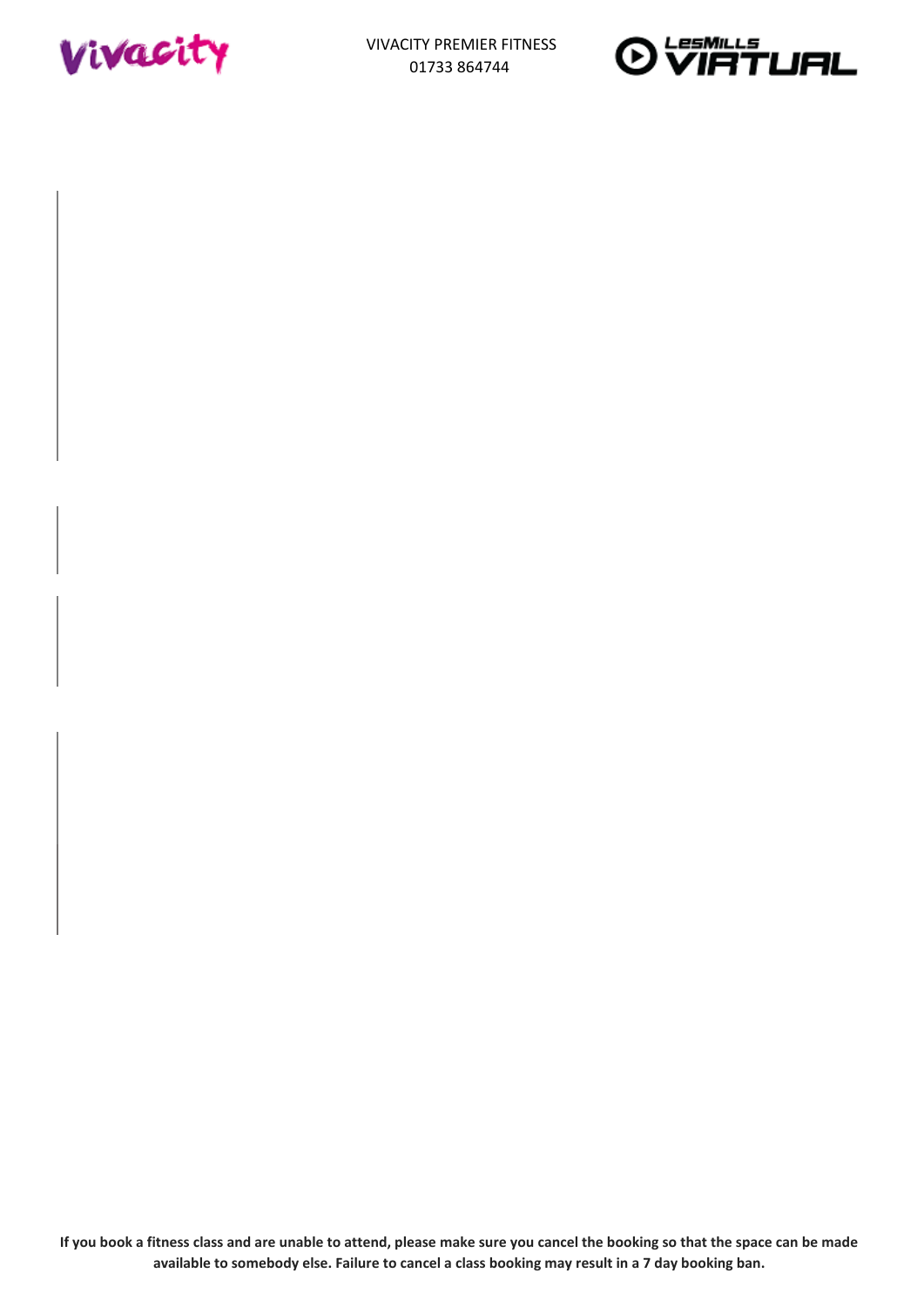If you book a fitness class and are unable to attend, please make sure you cancel the booking so that the space can be made available to somebody else. Failure to cancel a class booking may result in a 7 day booking ban.